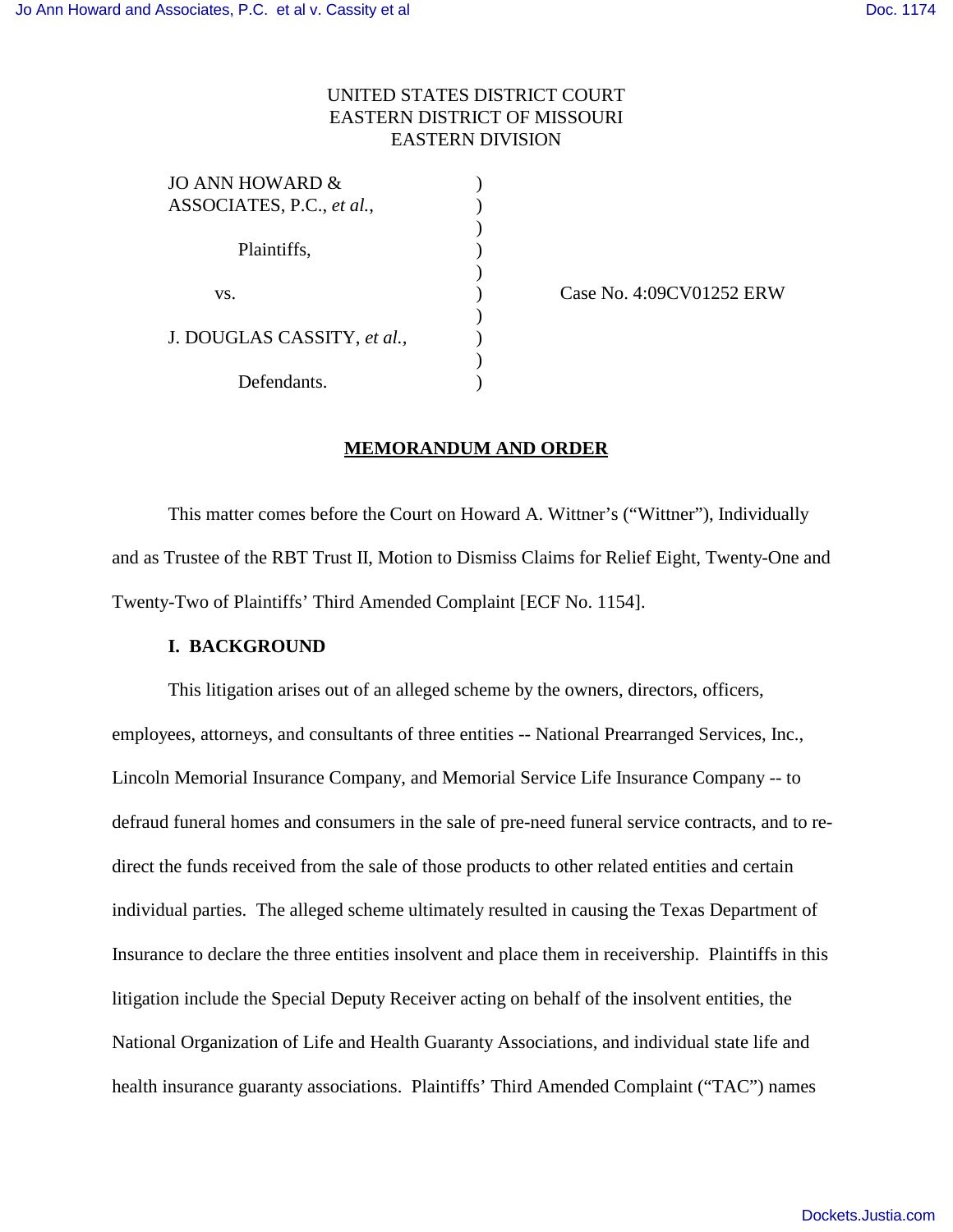UNITED STATES DISTRICT COURT
EASTERN DISTRICT OF MISSOURI
EASTERN DIVISION

| | | |
|---|---|---|
| JO ANN HOWARD & ASSOCIATES, P.C., *et al.*, | ) | |
| Plaintiffs, | ) | |
| vs. | ) | Case No. 4:09CV01252 ERW |
| J. DOUGLAS CASSITY, *et al.*, | ) | |
| Defendants. | ) | |

## MEMORANDUM AND ORDER

This matter comes before the Court on Howard A. Wittner's ("Wittner"), Individually and as Trustee of the RBT Trust II, Motion to Dismiss Claims for Relief Eight, Twenty-One and Twenty-Two of Plaintiffs' Third Amended Complaint [ECF No. 1154].

### I. BACKGROUND

This litigation arises out of an alleged scheme by the owners, directors, officers, employees, attorneys, and consultants of three entities -- National Prearranged Services, Inc., Lincoln Memorial Insurance Company, and Memorial Service Life Insurance Company -- to defraud funeral homes and consumers in the sale of pre-need funeral service contracts, and to re-direct the funds received from the sale of those products to other related entities and certain individual parties. The alleged scheme ultimately resulted in causing the Texas Department of Insurance to declare the three entities insolvent and place them in receivership. Plaintiffs in this litigation include the Special Deputy Receiver acting on behalf of the insolvent entities, the National Organization of Life and Health Guaranty Associations, and individual state life and health insurance guaranty associations. Plaintiffs' Third Amended Complaint ("TAC") names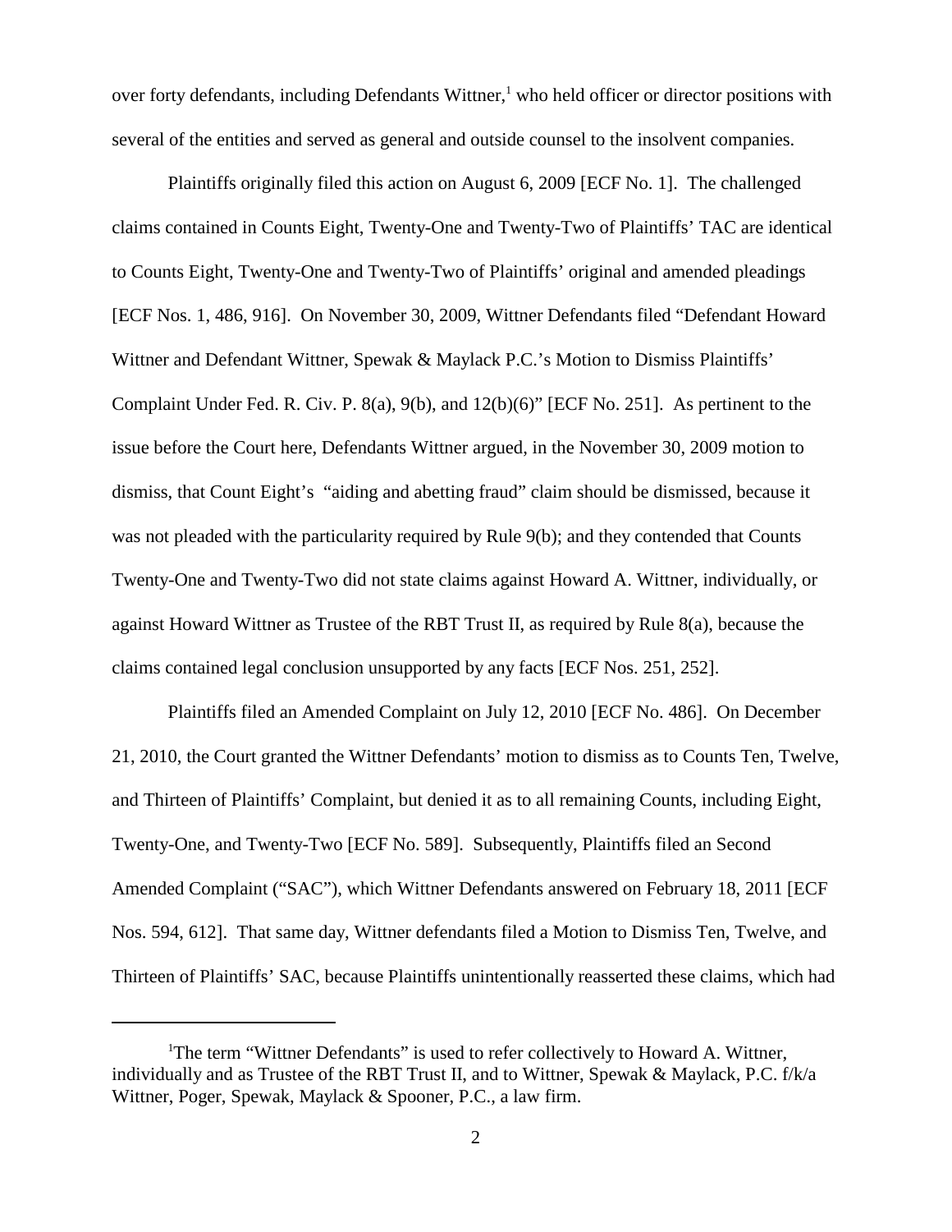over forty defendants, including Defendants Wittner,[1] who held officer or director positions with several of the entities and served as general and outside counsel to the insolvent companies.

Plaintiffs originally filed this action on August 6, 2009 [ECF No. 1]. The challenged claims contained in Counts Eight, Twenty-One and Twenty-Two of Plaintiffs' TAC are identical to Counts Eight, Twenty-One and Twenty-Two of Plaintiffs' original and amended pleadings [ECF Nos. 1, 486, 916]. On November 30, 2009, Wittner Defendants filed "Defendant Howard Wittner and Defendant Wittner, Spewak & Maylack P.C.'s Motion to Dismiss Plaintiffs' Complaint Under Fed. R. Civ. P. 8(a), 9(b), and 12(b)(6)" [ECF No. 251]. As pertinent to the issue before the Court here, Defendants Wittner argued, in the November 30, 2009 motion to dismiss, that Count Eight's "aiding and abetting fraud" claim should be dismissed, because it was not pleaded with the particularity required by Rule 9(b); and they contended that Counts Twenty-One and Twenty-Two did not state claims against Howard A. Wittner, individually, or against Howard Wittner as Trustee of the RBT Trust II, as required by Rule 8(a), because the claims contained legal conclusion unsupported by any facts [ECF Nos. 251, 252].

Plaintiffs filed an Amended Complaint on July 12, 2010 [ECF No. 486]. On December 21, 2010, the Court granted the Wittner Defendants' motion to dismiss as to Counts Ten, Twelve, and Thirteen of Plaintiffs' Complaint, but denied it as to all remaining Counts, including Eight, Twenty-One, and Twenty-Two [ECF No. 589]. Subsequently, Plaintiffs filed an Second Amended Complaint ("SAC"), which Wittner Defendants answered on February 18, 2011 [ECF Nos. 594, 612]. That same day, Wittner defendants filed a Motion to Dismiss Ten, Twelve, and Thirteen of Plaintiffs' SAC, because Plaintiffs unintentionally reasserted these claims, which had

---

[1] The term "Wittner Defendants" is used to refer collectively to Howard A. Wittner, individually and as Trustee of the RBT Trust II, and to Wittner, Spewak & Maylack, P.C. f/k/a Wittner, Poger, Spewak, Maylack & Spooner, P.C., a law firm.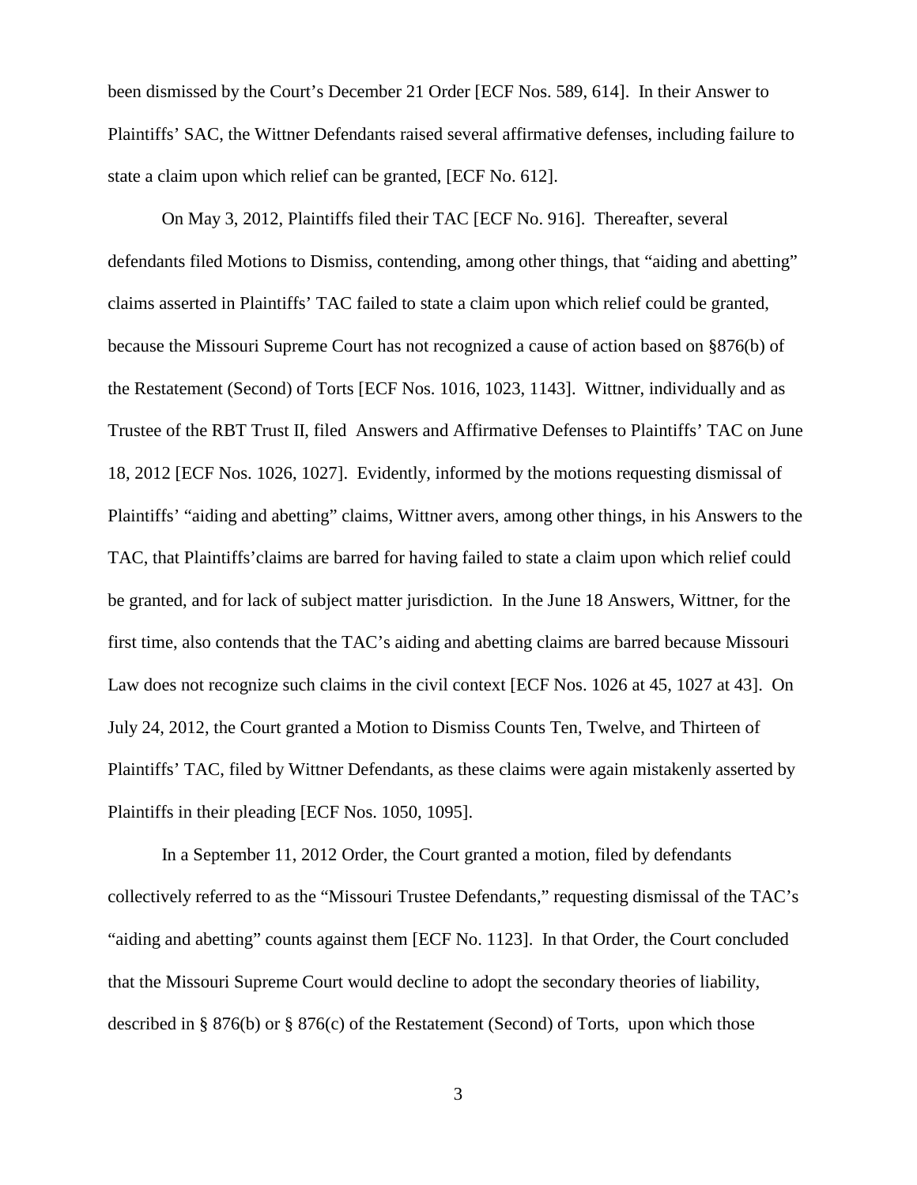been dismissed by the Court's December 21 Order [ECF Nos. 589, 614]. In their Answer to Plaintiffs' SAC, the Wittner Defendants raised several affirmative defenses, including failure to state a claim upon which relief can be granted, [ECF No. 612].

On May 3, 2012, Plaintiffs filed their TAC [ECF No. 916]. Thereafter, several defendants filed Motions to Dismiss, contending, among other things, that "aiding and abetting" claims asserted in Plaintiffs' TAC failed to state a claim upon which relief could be granted, because the Missouri Supreme Court has not recognized a cause of action based on §876(b) of the Restatement (Second) of Torts [ECF Nos. 1016, 1023, 1143]. Wittner, individually and as Trustee of the RBT Trust II, filed Answers and Affirmative Defenses to Plaintiffs' TAC on June 18, 2012 [ECF Nos. 1026, 1027]. Evidently, informed by the motions requesting dismissal of Plaintiffs' "aiding and abetting" claims, Wittner avers, among other things, in his Answers to the TAC, that Plaintiffs'claims are barred for having failed to state a claim upon which relief could be granted, and for lack of subject matter jurisdiction. In the June 18 Answers, Wittner, for the first time, also contends that the TAC's aiding and abetting claims are barred because Missouri Law does not recognize such claims in the civil context [ECF Nos. 1026 at 45, 1027 at 43]. On July 24, 2012, the Court granted a Motion to Dismiss Counts Ten, Twelve, and Thirteen of Plaintiffs' TAC, filed by Wittner Defendants, as these claims were again mistakenly asserted by Plaintiffs in their pleading [ECF Nos. 1050, 1095].

In a September 11, 2012 Order, the Court granted a motion, filed by defendants collectively referred to as the "Missouri Trustee Defendants," requesting dismissal of the TAC's "aiding and abetting" counts against them [ECF No. 1123]. In that Order, the Court concluded that the Missouri Supreme Court would decline to adopt the secondary theories of liability, described in § 876(b) or § 876(c) of the Restatement (Second) of Torts, upon which those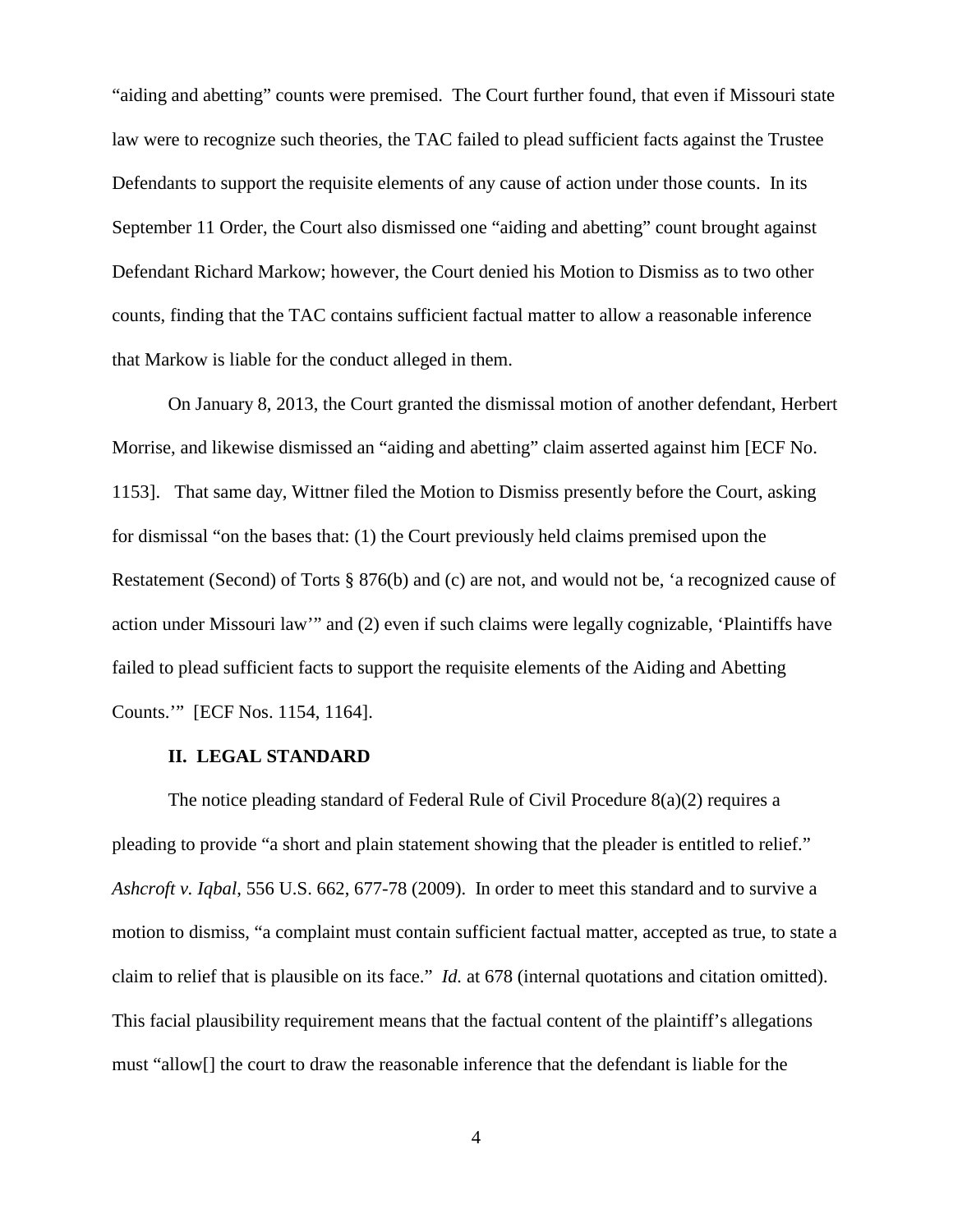"aiding and abetting" counts were premised. The Court further found, that even if Missouri state law were to recognize such theories, the TAC failed to plead sufficient facts against the Trustee Defendants to support the requisite elements of any cause of action under those counts. In its September 11 Order, the Court also dismissed one "aiding and abetting" count brought against Defendant Richard Markow; however, the Court denied his Motion to Dismiss as to two other counts, finding that the TAC contains sufficient factual matter to allow a reasonable inference that Markow is liable for the conduct alleged in them.

On January 8, 2013, the Court granted the dismissal motion of another defendant, Herbert Morrise, and likewise dismissed an "aiding and abetting" claim asserted against him [ECF No. 1153]. That same day, Wittner filed the Motion to Dismiss presently before the Court, asking for dismissal "on the bases that: (1) the Court previously held claims premised upon the Restatement (Second) of Torts § 876(b) and (c) are not, and would not be, 'a recognized cause of action under Missouri law'" and (2) even if such claims were legally cognizable, 'Plaintiffs have failed to plead sufficient facts to support the requisite elements of the Aiding and Abetting Counts.'" [ECF Nos. 1154, 1164].

## II. LEGAL STANDARD

The notice pleading standard of Federal Rule of Civil Procedure 8(a)(2) requires a pleading to provide "a short and plain statement showing that the pleader is entitled to relief." *Ashcroft v. Iqbal*, 556 U.S. 662, 677-78 (2009). In order to meet this standard and to survive a motion to dismiss, "a complaint must contain sufficient factual matter, accepted as true, to state a claim to relief that is plausible on its face." *Id.* at 678 (internal quotations and citation omitted). This facial plausibility requirement means that the factual content of the plaintiff's allegations must "allow[] the court to draw the reasonable inference that the defendant is liable for the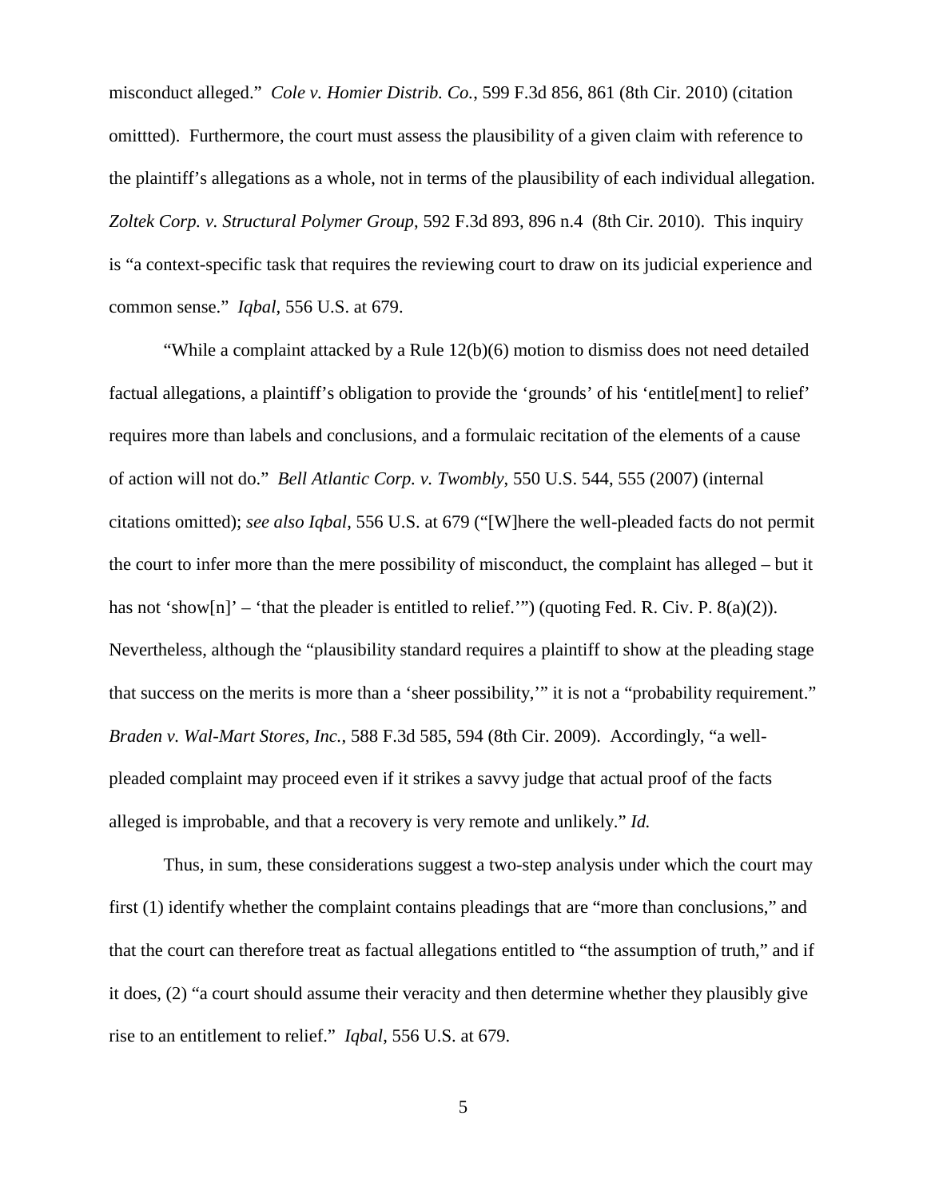misconduct alleged." *Cole v. Homier Distrib. Co.*, 599 F.3d 856, 861 (8th Cir. 2010) (citation omittted). Furthermore, the court must assess the plausibility of a given claim with reference to the plaintiff's allegations as a whole, not in terms of the plausibility of each individual allegation. *Zoltek Corp. v. Structural Polymer Group*, 592 F.3d 893, 896 n.4 (8th Cir. 2010). This inquiry is "a context-specific task that requires the reviewing court to draw on its judicial experience and common sense." *Iqbal*, 556 U.S. at 679.

"While a complaint attacked by a Rule 12(b)(6) motion to dismiss does not need detailed factual allegations, a plaintiff's obligation to provide the 'grounds' of his 'entitle[ment] to relief' requires more than labels and conclusions, and a formulaic recitation of the elements of a cause of action will not do." *Bell Atlantic Corp. v. Twombly*, 550 U.S. 544, 555 (2007) (internal citations omitted); *see also Iqbal*, 556 U.S. at 679 ("[W]here the well-pleaded facts do not permit the court to infer more than the mere possibility of misconduct, the complaint has alleged – but it has not 'show[n]' – 'that the pleader is entitled to relief.'") (quoting Fed. R. Civ. P. 8(a)(2)). Nevertheless, although the "plausibility standard requires a plaintiff to show at the pleading stage that success on the merits is more than a 'sheer possibility,'" it is not a "probability requirement." *Braden v. Wal-Mart Stores, Inc.*, 588 F.3d 585, 594 (8th Cir. 2009). Accordingly, "a well-pleaded complaint may proceed even if it strikes a savvy judge that actual proof of the facts alleged is improbable, and that a recovery is very remote and unlikely." *Id.*

Thus, in sum, these considerations suggest a two-step analysis under which the court may first (1) identify whether the complaint contains pleadings that are "more than conclusions," and that the court can therefore treat as factual allegations entitled to "the assumption of truth," and if it does, (2) "a court should assume their veracity and then determine whether they plausibly give rise to an entitlement to relief." *Iqbal*, 556 U.S. at 679.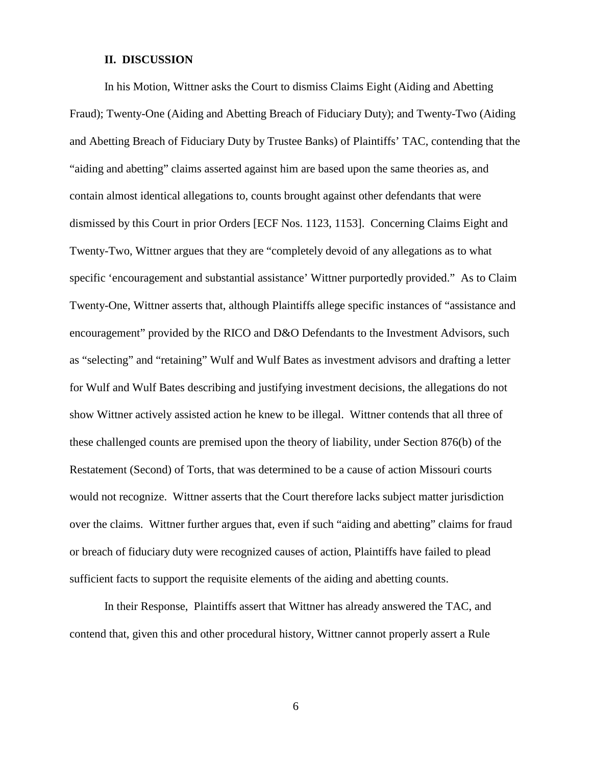## II. DISCUSSION

In his Motion, Wittner asks the Court to dismiss Claims Eight (Aiding and Abetting Fraud); Twenty-One (Aiding and Abetting Breach of Fiduciary Duty); and Twenty-Two (Aiding and Abetting Breach of Fiduciary Duty by Trustee Banks) of Plaintiffs' TAC, contending that the "aiding and abetting" claims asserted against him are based upon the same theories as, and contain almost identical allegations to, counts brought against other defendants that were dismissed by this Court in prior Orders [ECF Nos. 1123, 1153]. Concerning Claims Eight and Twenty-Two, Wittner argues that they are "completely devoid of any allegations as to what specific 'encouragement and substantial assistance' Wittner purportedly provided." As to Claim Twenty-One, Wittner asserts that, although Plaintiffs allege specific instances of "assistance and encouragement" provided by the RICO and D&O Defendants to the Investment Advisors, such as "selecting" and "retaining" Wulf and Wulf Bates as investment advisors and drafting a letter for Wulf and Wulf Bates describing and justifying investment decisions, the allegations do not show Wittner actively assisted action he knew to be illegal. Wittner contends that all three of these challenged counts are premised upon the theory of liability, under Section 876(b) of the Restatement (Second) of Torts, that was determined to be a cause of action Missouri courts would not recognize. Wittner asserts that the Court therefore lacks subject matter jurisdiction over the claims. Wittner further argues that, even if such "aiding and abetting" claims for fraud or breach of fiduciary duty were recognized causes of action, Plaintiffs have failed to plead sufficient facts to support the requisite elements of the aiding and abetting counts.

In their Response, Plaintiffs assert that Wittner has already answered the TAC, and contend that, given this and other procedural history, Wittner cannot properly assert a Rule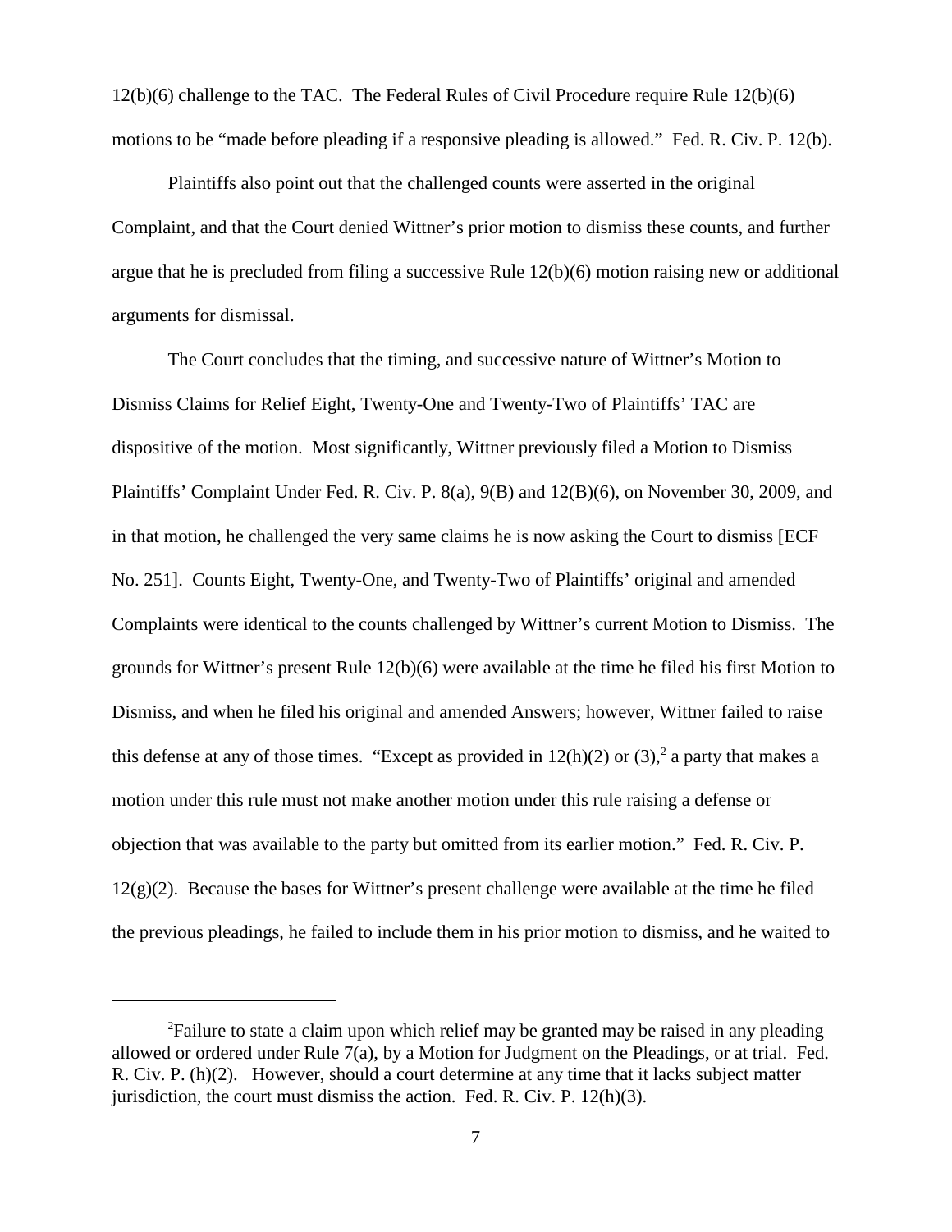12(b)(6) challenge to the TAC. The Federal Rules of Civil Procedure require Rule 12(b)(6) motions to be "made before pleading if a responsive pleading is allowed." Fed. R. Civ. P. 12(b).

Plaintiffs also point out that the challenged counts were asserted in the original Complaint, and that the Court denied Wittner's prior motion to dismiss these counts, and further argue that he is precluded from filing a successive Rule 12(b)(6) motion raising new or additional arguments for dismissal.

The Court concludes that the timing, and successive nature of Wittner's Motion to Dismiss Claims for Relief Eight, Twenty-One and Twenty-Two of Plaintiffs' TAC are dispositive of the motion. Most significantly, Wittner previously filed a Motion to Dismiss Plaintiffs' Complaint Under Fed. R. Civ. P. 8(a), 9(B) and 12(B)(6), on November 30, 2009, and in that motion, he challenged the very same claims he is now asking the Court to dismiss [ECF No. 251]. Counts Eight, Twenty-One, and Twenty-Two of Plaintiffs' original and amended Complaints were identical to the counts challenged by Wittner's current Motion to Dismiss. The grounds for Wittner's present Rule 12(b)(6) were available at the time he filed his first Motion to Dismiss, and when he filed his original and amended Answers; however, Wittner failed to raise this defense at any of those times. "Except as provided in 12(h)(2) or (3),[2] a party that makes a motion under this rule must not make another motion under this rule raising a defense or objection that was available to the party but omitted from its earlier motion." Fed. R. Civ. P. 12(g)(2). Because the bases for Wittner's present challenge were available at the time he filed the previous pleadings, he failed to include them in his prior motion to dismiss, and he waited to

[2]Failure to state a claim upon which relief may be granted may be raised in any pleading allowed or ordered under Rule 7(a), by a Motion for Judgment on the Pleadings, or at trial. Fed. R. Civ. P. (h)(2). However, should a court determine at any time that it lacks subject matter jurisdiction, the court must dismiss the action. Fed. R. Civ. P. 12(h)(3).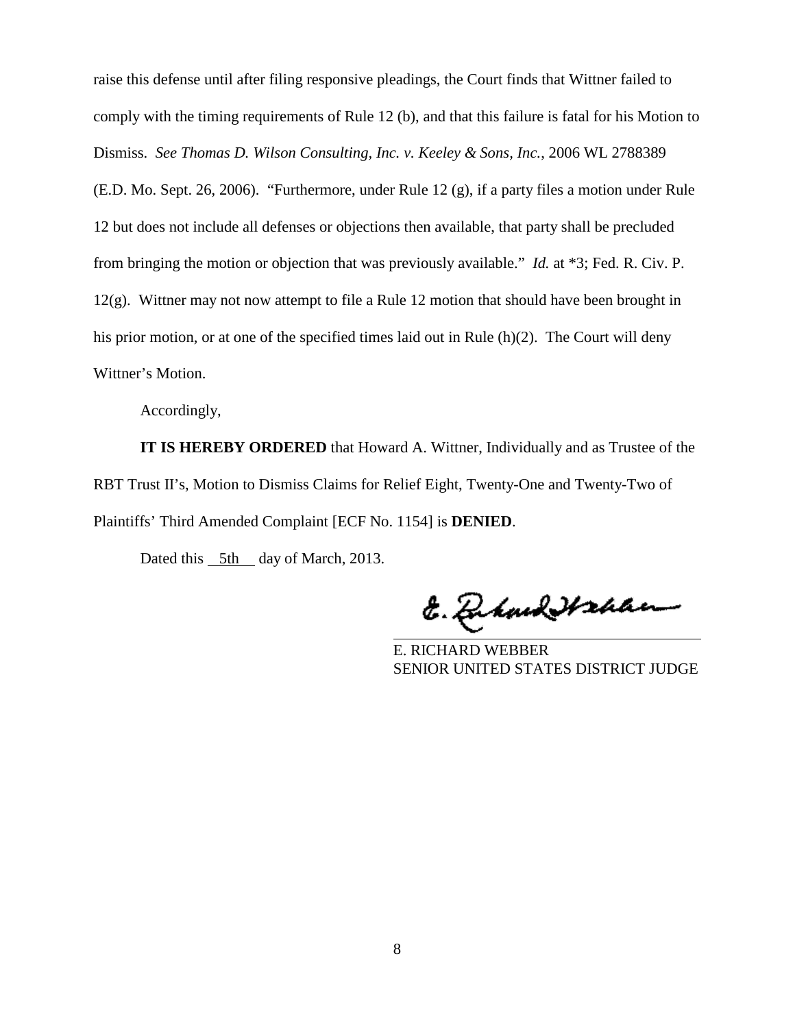raise this defense until after filing responsive pleadings, the Court finds that Wittner failed to comply with the timing requirements of Rule 12 (b), and that this failure is fatal for his Motion to Dismiss. *See Thomas D. Wilson Consulting, Inc. v. Keeley & Sons, Inc.*, 2006 WL 2788389 (E.D. Mo. Sept. 26, 2006). "Furthermore, under Rule 12 (g), if a party files a motion under Rule 12 but does not include all defenses or objections then available, that party shall be precluded from bringing the motion or objection that was previously available." *Id.* at *3; Fed. R. Civ. P. 12(g). Wittner may not now attempt to file a Rule 12 motion that should have been brought in his prior motion, or at one of the specified times laid out in Rule (h)(2). The Court will deny Wittner's Motion.

Accordingly,

**IT IS HEREBY ORDERED** that Howard A. Wittner, Individually and as Trustee of the RBT Trust II's, Motion to Dismiss Claims for Relief Eight, Twenty-One and Twenty-Two of Plaintiffs' Third Amended Complaint [ECF No. 1154] is **DENIED**.

Dated this 5th day of March, 2013.

E. RICHARD WEBBER
SENIOR UNITED STATES DISTRICT JUDGE